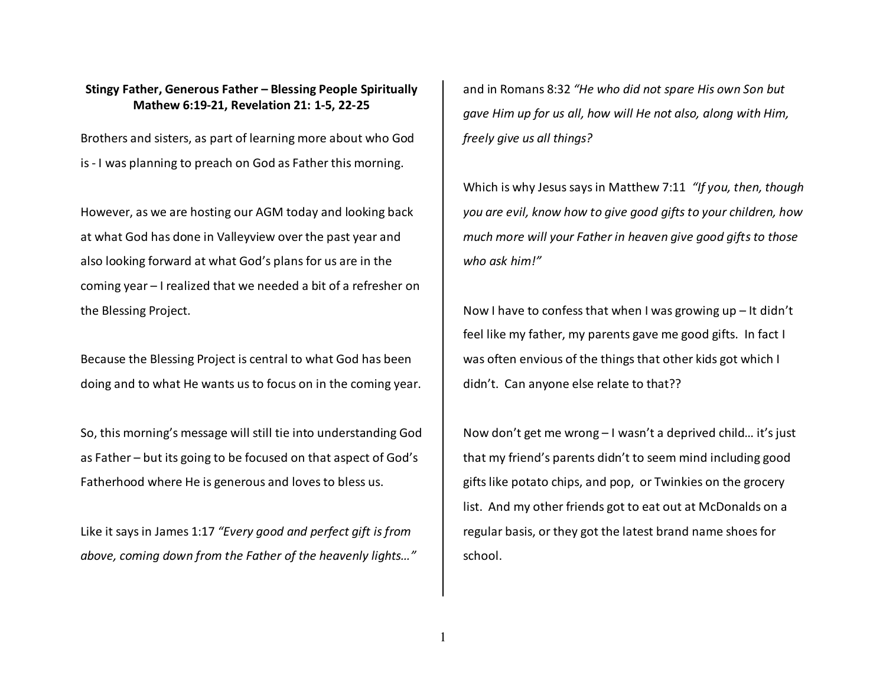**Stingy Father, Generous Father – Blessing People Spiritually**
**Mathew 6:19-21, Revelation 21: 1-5, 22-25**

Brothers and sisters, as part of learning more about who God is - I was planning to preach on God as Father this morning.

However, as we are hosting our AGM today and looking back at what God has done in Valleyview over the past year and also looking forward at what God's plans for us are in the coming year – I realized that we needed a bit of a refresher on the Blessing Project.

Because the Blessing Project is central to what God has been doing and to what He wants us to focus on in the coming year.

So, this morning's message will still tie into understanding God as Father – but its going to be focused on that aspect of God's Fatherhood where He is generous and loves to bless us.

Like it says in James 1:17 *"Every good and perfect gift is from above, coming down from the Father of the heavenly lights…"* and in Romans 8:32 *"He who did not spare His own Son but gave Him up for us all, how will He not also, along with Him, freely give us all things?*

Which is why Jesus says in Matthew 7:11 *"If you, then, though you are evil, know how to give good gifts to your children, how much more will your Father in heaven give good gifts to those who ask him!"*

Now I have to confess that when I was growing up – It didn't feel like my father, my parents gave me good gifts. In fact I was often envious of the things that other kids got which I didn't. Can anyone else relate to that??

Now don't get me wrong – I wasn't a deprived child… it's just that my friend's parents didn't to seem mind including good gifts like potato chips, and pop, or Twinkies on the grocery list. And my other friends got to eat out at McDonalds on a regular basis, or they got the latest brand name shoes for school.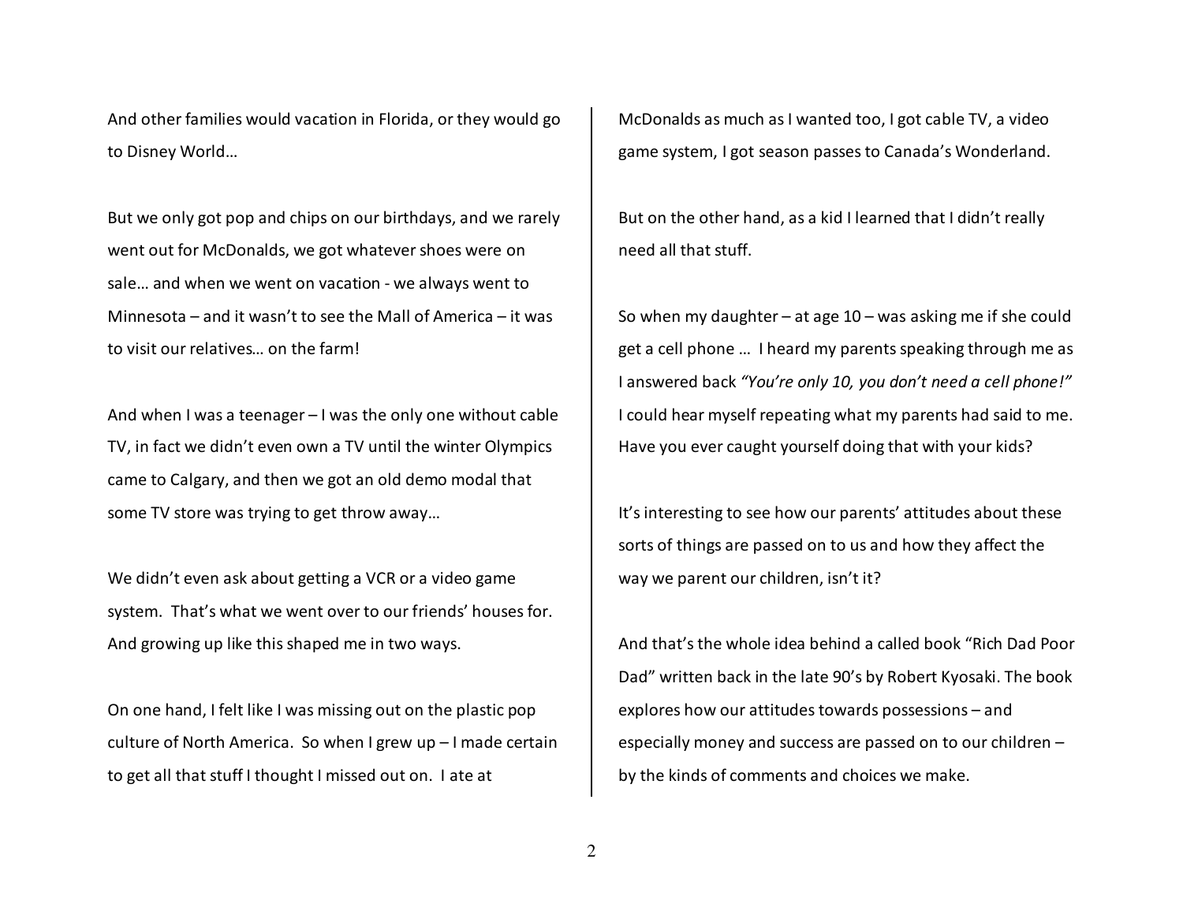And other families would vacation in Florida, or they would go to Disney World…

But we only got pop and chips on our birthdays, and we rarely went out for McDonalds, we got whatever shoes were on sale… and when we went on vacation - we always went to Minnesota – and it wasn't to see the Mall of America – it was to visit our relatives… on the farm!

And when I was a teenager – I was the only one without cable TV, in fact we didn't even own a TV until the winter Olympics came to Calgary, and then we got an old demo modal that some TV store was trying to get throw away…

We didn't even ask about getting a VCR or a video game system. That's what we went over to our friends' houses for. And growing up like this shaped me in two ways.

On one hand, I felt like I was missing out on the plastic pop culture of North America. So when I grew up – I made certain to get all that stuff I thought I missed out on. I ate at McDonalds as much as I wanted too, I got cable TV, a video game system, I got season passes to Canada's Wonderland.

But on the other hand, as a kid I learned that I didn't really need all that stuff.

So when my daughter – at age 10 – was asking me if she could get a cell phone … I heard my parents speaking through me as I answered back *"You're only 10, you don't need a cell phone!"* I could hear myself repeating what my parents had said to me. Have you ever caught yourself doing that with your kids?

It's interesting to see how our parents' attitudes about these sorts of things are passed on to us and how they affect the way we parent our children, isn't it?

And that's the whole idea behind a called book "Rich Dad Poor Dad" written back in the late 90's by Robert Kyosaki. The book explores how our attitudes towards possessions – and especially money and success are passed on to our children – by the kinds of comments and choices we make.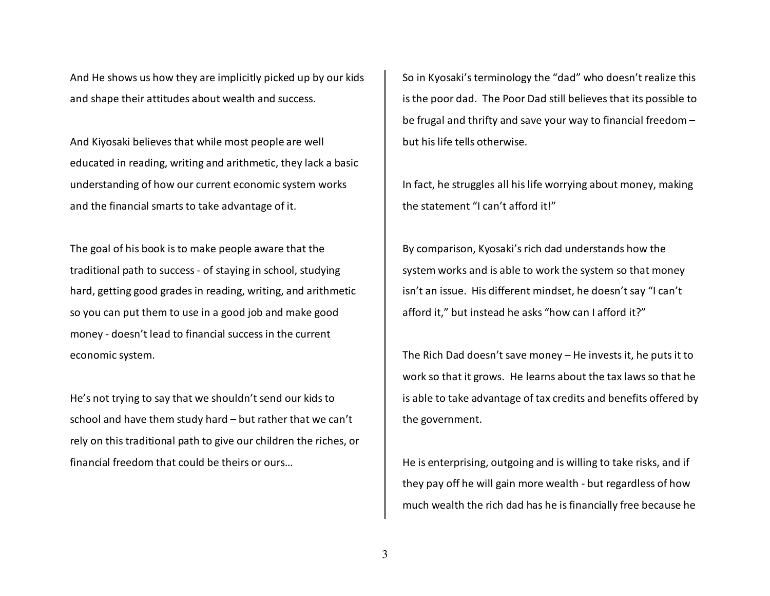And He shows us how they are implicitly picked up by our kids and shape their attitudes about wealth and success.

And Kiyosaki believes that while most people are well educated in reading, writing and arithmetic, they lack a basic understanding of how our current economic system works and the financial smarts to take advantage of it.

The goal of his book is to make people aware that the traditional path to success - of staying in school, studying hard, getting good grades in reading, writing, and arithmetic so you can put them to use in a good job and make good money - doesn't lead to financial success in the current economic system.

He's not trying to say that we shouldn't send our kids to school and have them study hard – but rather that we can't rely on this traditional path to give our children the riches, or financial freedom that could be theirs or ours…

So in Kyosaki's terminology the "dad" who doesn't realize this is the poor dad. The Poor Dad still believes that its possible to be frugal and thrifty and save your way to financial freedom – but his life tells otherwise.

In fact, he struggles all his life worrying about money, making the statement "I can't afford it!"

By comparison, Kyosaki's rich dad understands how the system works and is able to work the system so that money isn't an issue. His different mindset, he doesn't say "I can't afford it," but instead he asks "how can I afford it?"

The Rich Dad doesn't save money – He invests it, he puts it to work so that it grows. He learns about the tax laws so that he is able to take advantage of tax credits and benefits offered by the government.

He is enterprising, outgoing and is willing to take risks, and if they pay off he will gain more wealth - but regardless of how much wealth the rich dad has he is financially free because he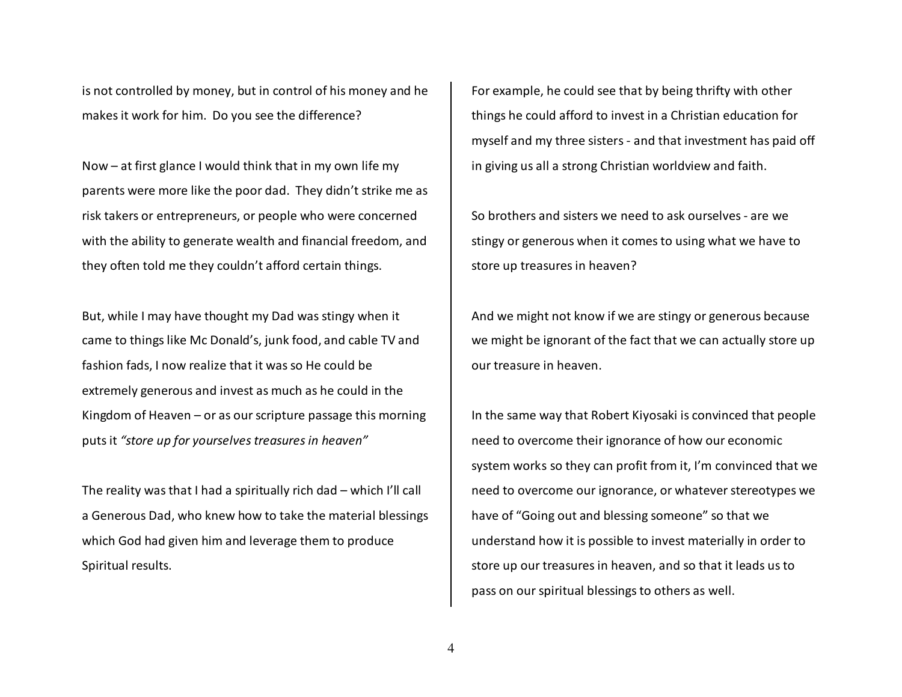is not controlled by money, but in control of his money and he makes it work for him. Do you see the difference?

Now – at first glance I would think that in my own life my parents were more like the poor dad. They didn't strike me as risk takers or entrepreneurs, or people who were concerned with the ability to generate wealth and financial freedom, and they often told me they couldn't afford certain things.

But, while I may have thought my Dad was stingy when it came to things like Mc Donald's, junk food, and cable TV and fashion fads, I now realize that it was so He could be extremely generous and invest as much as he could in the Kingdom of Heaven – or as our scripture passage this morning puts it *"store up for yourselves treasures in heaven"*

The reality was that I had a spiritually rich dad – which I'll call a Generous Dad, who knew how to take the material blessings which God had given him and leverage them to produce Spiritual results.

For example, he could see that by being thrifty with other things he could afford to invest in a Christian education for myself and my three sisters - and that investment has paid off in giving us all a strong Christian worldview and faith.

So brothers and sisters we need to ask ourselves - are we stingy or generous when it comes to using what we have to store up treasures in heaven?

And we might not know if we are stingy or generous because we might be ignorant of the fact that we can actually store up our treasure in heaven.

In the same way that Robert Kiyosaki is convinced that people need to overcome their ignorance of how our economic system works so they can profit from it, I'm convinced that we need to overcome our ignorance, or whatever stereotypes we have of "Going out and blessing someone" so that we understand how it is possible to invest materially in order to store up our treasures in heaven, and so that it leads us to pass on our spiritual blessings to others as well.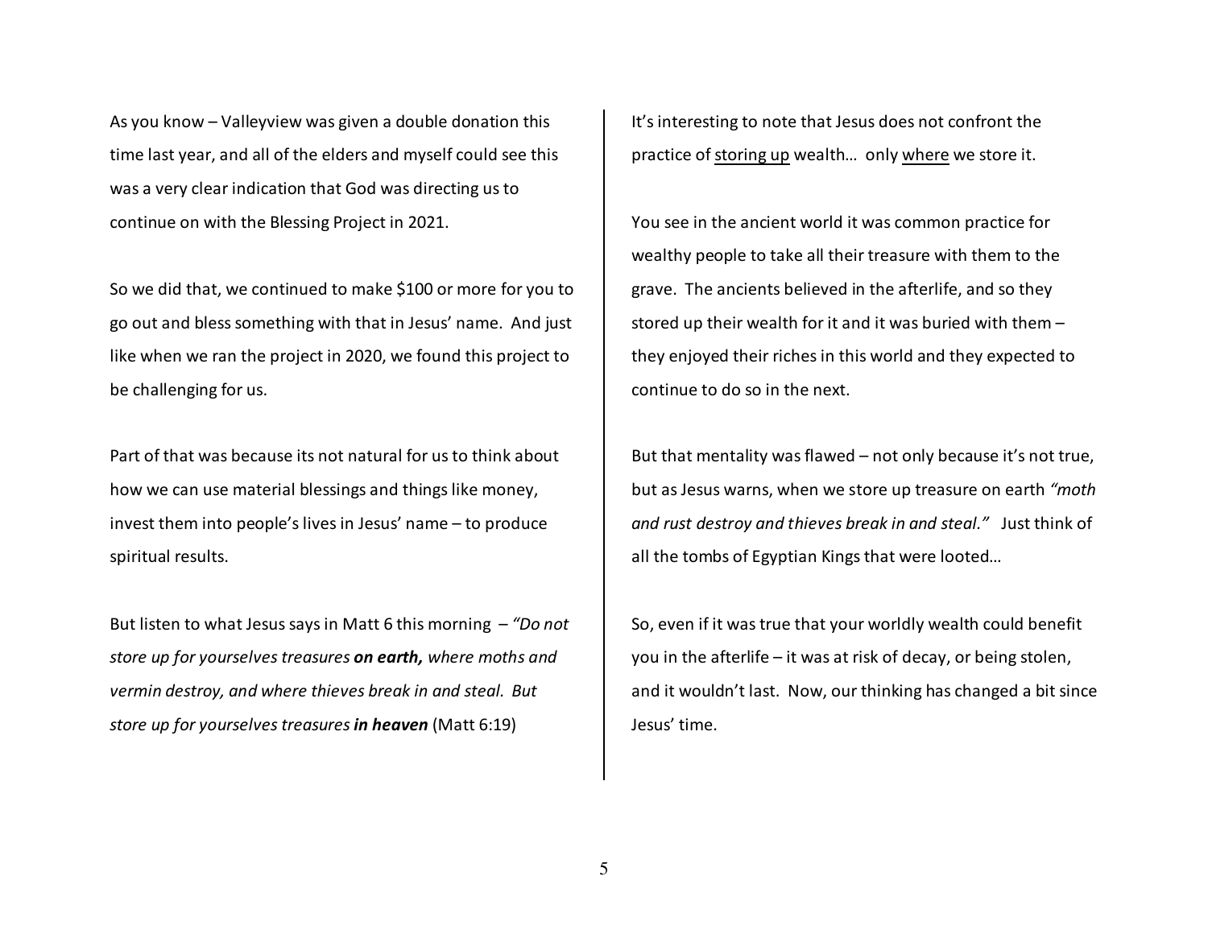As you know – Valleyview was given a double donation this time last year, and all of the elders and myself could see this was a very clear indication that God was directing us to continue on with the Blessing Project in 2021.

So we did that, we continued to make $100 or more for you to go out and bless something with that in Jesus' name. And just like when we ran the project in 2020, we found this project to be challenging for us.

Part of that was because its not natural for us to think about how we can use material blessings and things like money, invest them into people's lives in Jesus' name – to produce spiritual results.

But listen to what Jesus says in Matt 6 this morning – *"Do not store up for yourselves treasures* ***on earth,*** *where moths and vermin destroy, and where thieves break in and steal. But store up for yourselves treasures* ***in heaven*** (Matt 6:19)

It's interesting to note that Jesus does not confront the practice of <u>storing up</u> wealth… only <u>where</u> we store it.

You see in the ancient world it was common practice for wealthy people to take all their treasure with them to the grave. The ancients believed in the afterlife, and so they stored up their wealth for it and it was buried with them – they enjoyed their riches in this world and they expected to continue to do so in the next.

But that mentality was flawed – not only because it's not true, but as Jesus warns, when we store up treasure on earth *"moth and rust destroy and thieves break in and steal."* Just think of all the tombs of Egyptian Kings that were looted…

So, even if it was true that your worldly wealth could benefit you in the afterlife – it was at risk of decay, or being stolen, and it wouldn't last. Now, our thinking has changed a bit since Jesus' time.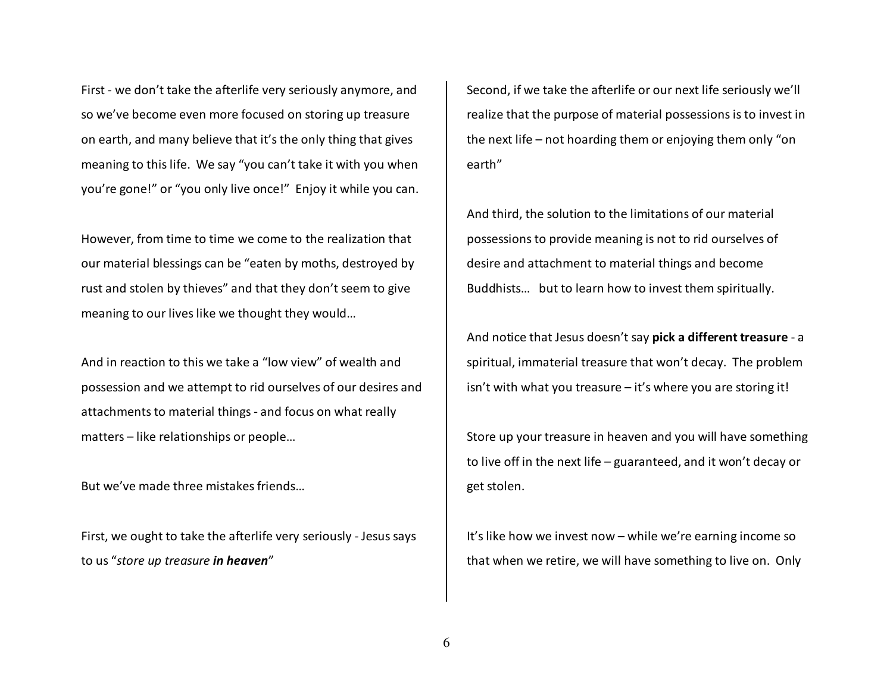First - we don't take the afterlife very seriously anymore, and so we've become even more focused on storing up treasure on earth, and many believe that it's the only thing that gives meaning to this life. We say "you can't take it with you when you're gone!" or "you only live once!" Enjoy it while you can.

However, from time to time we come to the realization that our material blessings can be "eaten by moths, destroyed by rust and stolen by thieves" and that they don't seem to give meaning to our lives like we thought they would…

And in reaction to this we take a "low view" of wealth and possession and we attempt to rid ourselves of our desires and attachments to material things - and focus on what really matters – like relationships or people…

But we've made three mistakes friends…

First, we ought to take the afterlife very seriously - Jesus says to us "*store up treasure **in heaven***"

Second, if we take the afterlife or our next life seriously we'll realize that the purpose of material possessions is to invest in the next life – not hoarding them or enjoying them only "on earth"

And third, the solution to the limitations of our material possessions to provide meaning is not to rid ourselves of desire and attachment to material things and become Buddhists… but to learn how to invest them spiritually.

And notice that Jesus doesn't say **pick a different treasure** - a spiritual, immaterial treasure that won't decay. The problem isn't with what you treasure – it's where you are storing it!

Store up your treasure in heaven and you will have something to live off in the next life – guaranteed, and it won't decay or get stolen.

It's like how we invest now – while we're earning income so that when we retire, we will have something to live on. Only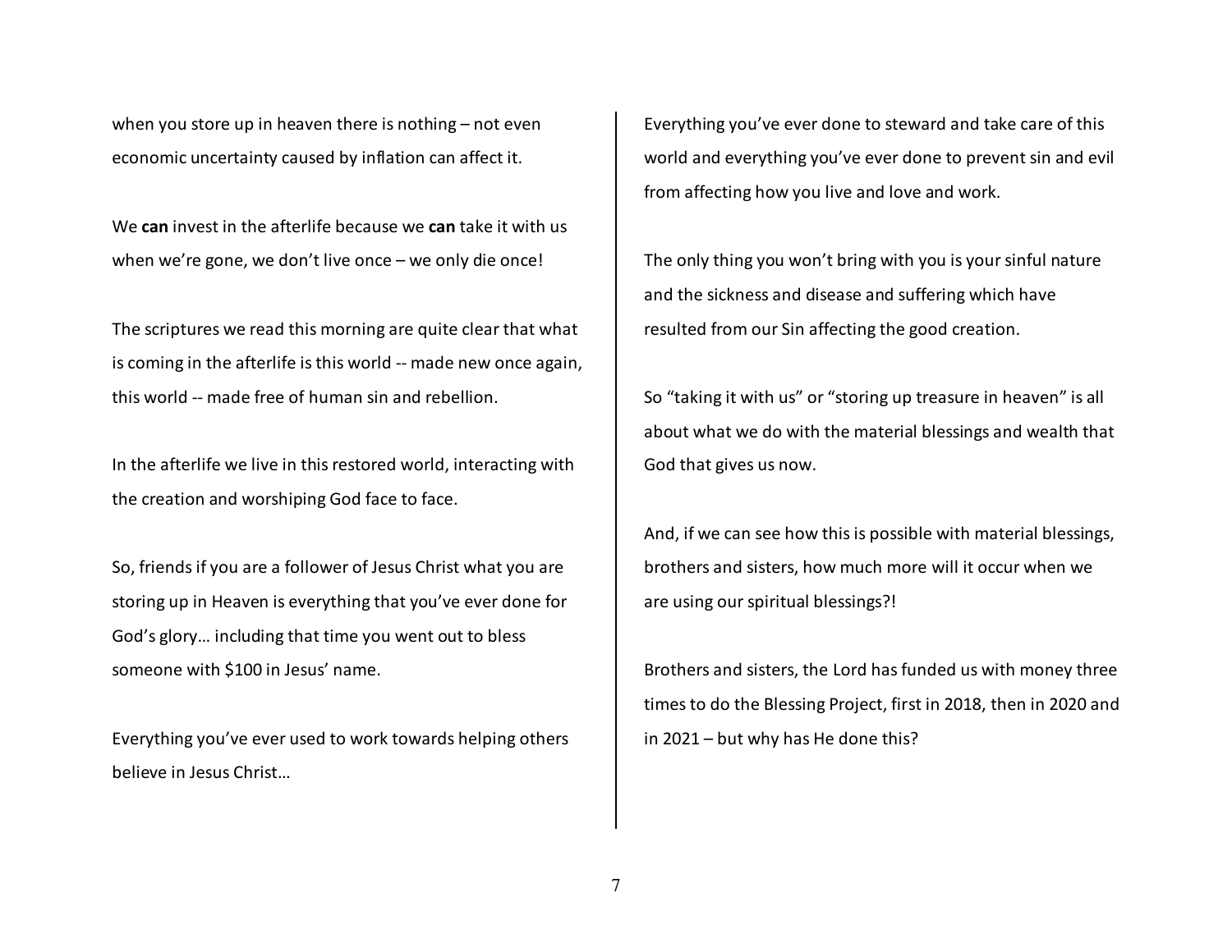when you store up in heaven there is nothing – not even economic uncertainty caused by inflation can affect it.

We **can** invest in the afterlife because we **can** take it with us when we're gone, we don't live once – we only die once!

The scriptures we read this morning are quite clear that what is coming in the afterlife is this world -- made new once again, this world -- made free of human sin and rebellion.

In the afterlife we live in this restored world, interacting with the creation and worshiping God face to face.

So, friends if you are a follower of Jesus Christ what you are storing up in Heaven is everything that you've ever done for God's glory… including that time you went out to bless someone with $100 in Jesus' name.

Everything you've ever used to work towards helping others believe in Jesus Christ…

Everything you've ever done to steward and take care of this world and everything you've ever done to prevent sin and evil from affecting how you live and love and work.

The only thing you won't bring with you is your sinful nature and the sickness and disease and suffering which have resulted from our Sin affecting the good creation.

So "taking it with us" or "storing up treasure in heaven" is all about what we do with the material blessings and wealth that God that gives us now.

And, if we can see how this is possible with material blessings, brothers and sisters, how much more will it occur when we are using our spiritual blessings?!

Brothers and sisters, the Lord has funded us with money three times to do the Blessing Project, first in 2018, then in 2020 and in 2021 – but why has He done this?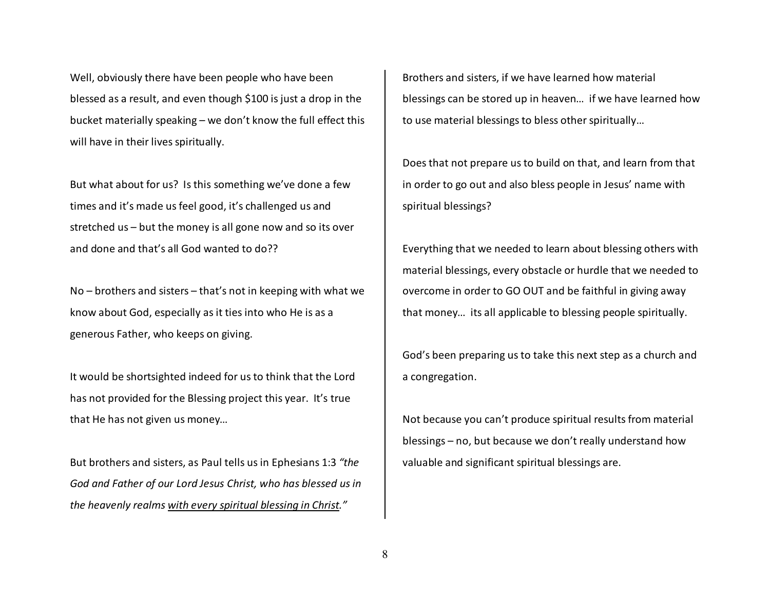Well, obviously there have been people who have been blessed as a result, and even though $100 is just a drop in the bucket materially speaking – we don't know the full effect this will have in their lives spiritually.

But what about for us? Is this something we've done a few times and it's made us feel good, it's challenged us and stretched us – but the money is all gone now and so its over and done and that's all God wanted to do??

No – brothers and sisters – that's not in keeping with what we know about God, especially as it ties into who He is as a generous Father, who keeps on giving.

It would be shortsighted indeed for us to think that the Lord has not provided for the Blessing project this year. It's true that He has not given us money…

But brothers and sisters, as Paul tells us in Ephesians 1:3 *"the God and Father of our Lord Jesus Christ, who has blessed us in the heavenly realms <u>with every spiritual blessing in Christ</u>."*

Brothers and sisters, if we have learned how material blessings can be stored up in heaven… if we have learned how to use material blessings to bless other spiritually…

Does that not prepare us to build on that, and learn from that in order to go out and also bless people in Jesus' name with spiritual blessings?

Everything that we needed to learn about blessing others with material blessings, every obstacle or hurdle that we needed to overcome in order to GO OUT and be faithful in giving away that money… its all applicable to blessing people spiritually.

God's been preparing us to take this next step as a church and a congregation.

Not because you can't produce spiritual results from material blessings – no, but because we don't really understand how valuable and significant spiritual blessings are.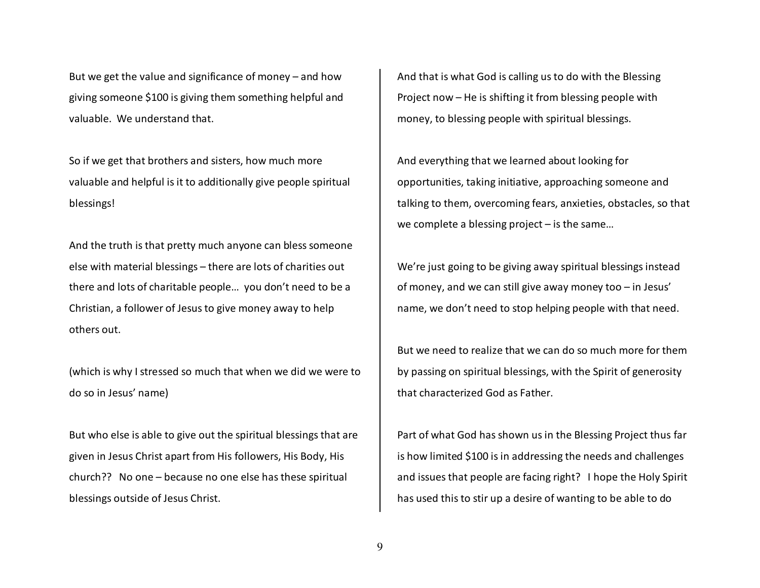But we get the value and significance of money – and how giving someone $100 is giving them something helpful and valuable. We understand that.

So if we get that brothers and sisters, how much more valuable and helpful is it to additionally give people spiritual blessings!

And the truth is that pretty much anyone can bless someone else with material blessings – there are lots of charities out there and lots of charitable people… you don't need to be a Christian, a follower of Jesus to give money away to help others out.

(which is why I stressed so much that when we did we were to do so in Jesus' name)

But who else is able to give out the spiritual blessings that are given in Jesus Christ apart from His followers, His Body, His church?? No one – because no one else has these spiritual blessings outside of Jesus Christ.

And that is what God is calling us to do with the Blessing Project now – He is shifting it from blessing people with money, to blessing people with spiritual blessings.

And everything that we learned about looking for opportunities, taking initiative, approaching someone and talking to them, overcoming fears, anxieties, obstacles, so that we complete a blessing project – is the same…

We're just going to be giving away spiritual blessings instead of money, and we can still give away money too – in Jesus' name, we don't need to stop helping people with that need.

But we need to realize that we can do so much more for them by passing on spiritual blessings, with the Spirit of generosity that characterized God as Father.

Part of what God has shown us in the Blessing Project thus far is how limited $100 is in addressing the needs and challenges and issues that people are facing right? I hope the Holy Spirit has used this to stir up a desire of wanting to be able to do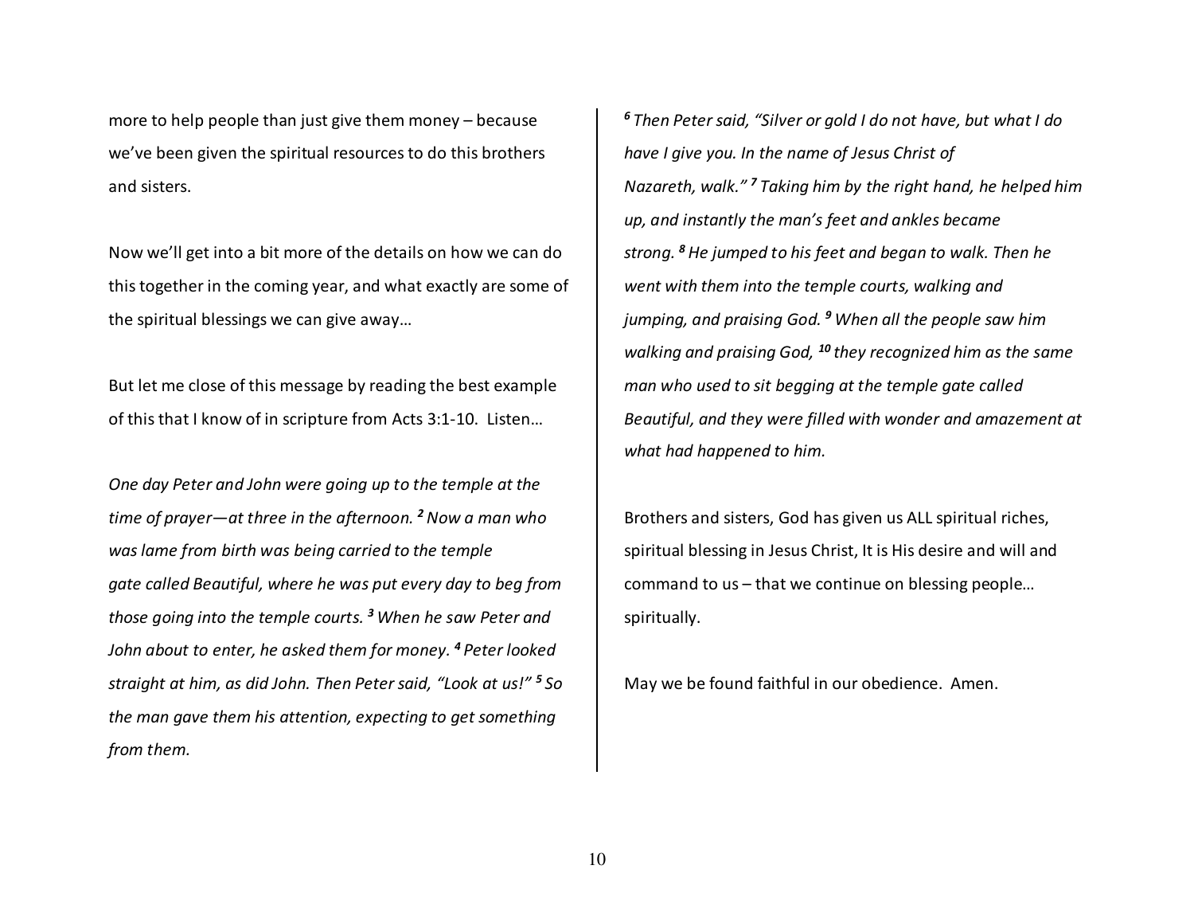more to help people than just give them money – because we've been given the spiritual resources to do this brothers and sisters.

Now we'll get into a bit more of the details on how we can do this together in the coming year, and what exactly are some of the spiritual blessings we can give away…

But let me close of this message by reading the best example of this that I know of in scripture from Acts 3:1-10. Listen…

*One day Peter and John were going up to the temple at the time of prayer—at three in the afternoon.* ***2*** *Now a man who was lame from birth was being carried to the temple gate called Beautiful, where he was put every day to beg from those going into the temple courts.* ***3*** *When he saw Peter and John about to enter, he asked them for money.* ***4*** *Peter looked straight at him, as did John. Then Peter said, "Look at us!"* ***5*** *So the man gave them his attention, expecting to get something from them.*

***6*** *Then Peter said, "Silver or gold I do not have, but what I do have I give you. In the name of Jesus Christ of Nazareth, walk."* ***7*** *Taking him by the right hand, he helped him up, and instantly the man's feet and ankles became strong.* ***8*** *He jumped to his feet and began to walk. Then he went with them into the temple courts, walking and jumping, and praising God.* ***9*** *When all the people saw him walking and praising God,* ***10*** *they recognized him as the same man who used to sit begging at the temple gate called Beautiful, and they were filled with wonder and amazement at what had happened to him.*

Brothers and sisters, God has given us ALL spiritual riches, spiritual blessing in Jesus Christ, It is His desire and will and command to us – that we continue on blessing people… spiritually.

May we be found faithful in our obedience. Amen.